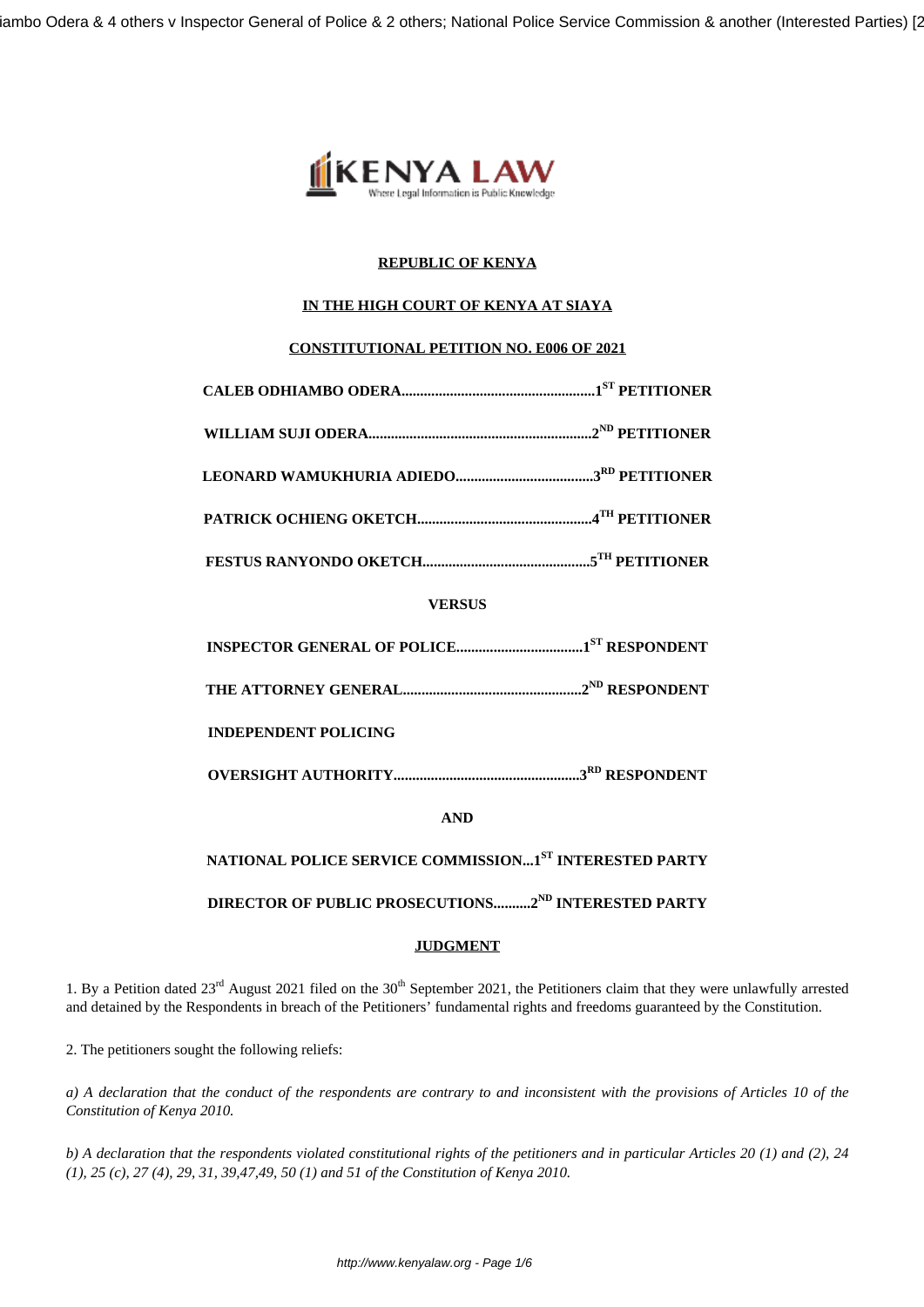**REPUBLIC OF KENYA**

**IN THE HIGH COURT OF KENYA AT SIAYA**

**CONSTITUTIONAL PETITION NO. E006 OF 2021**

**CALEB ODHIAMBO ODERA....................................................1ST PETITIONER**

**WILLIAM SUJI ODERA............................................................2ND PETITIONER**

**LEONARD WAMUKHURIA ADIEDO.....................................3RD PETITIONER**

**PATRICK OCHIENG OKETCH...............................................4TH PETITIONER**

**FESTUS RANYONDO OKETCH.............................................5TH PETITIONER**

**VERSUS**

**INSPECTOR GENERAL OF POLICE..................................1ST RESPONDENT**

**THE ATTORNEY GENERAL................................................2ND RESPONDENT**

**INDEPENDENT POLICING**

**OVERSIGHT AUTHORITY..................................................3RD RESPONDENT**

**AND**

**NATIONAL POLICE SERVICE COMMISSION...1ST INTERESTED PARTY**

**DIRECTOR OF PUBLIC PROSECUTIONS..........2ND INTERESTED PARTY**

**JUDGMENT**

1. By a Petition dated 23rd August 2021 filed on the 30th September 2021, the Petitioners claim that they were unlawfully arrested and detained by the Respondents in breach of the Petitioners' fundamental rights and freedoms guaranteed by the Constitution.

2. The petitioners sought the following reliefs:

*a) A declaration that the conduct of the respondents are contrary to and inconsistent with the provisions of Articles 10 of the Constitution of Kenya 2010.*

*b) A declaration that the respondents violated constitutional rights of the petitioners and in particular Articles 20 (1) and (2), 24 (1), 25 (c), 27 (4), 29, 31, 39,47,49, 50 (1) and 51 of the Constitution of Kenya 2010.*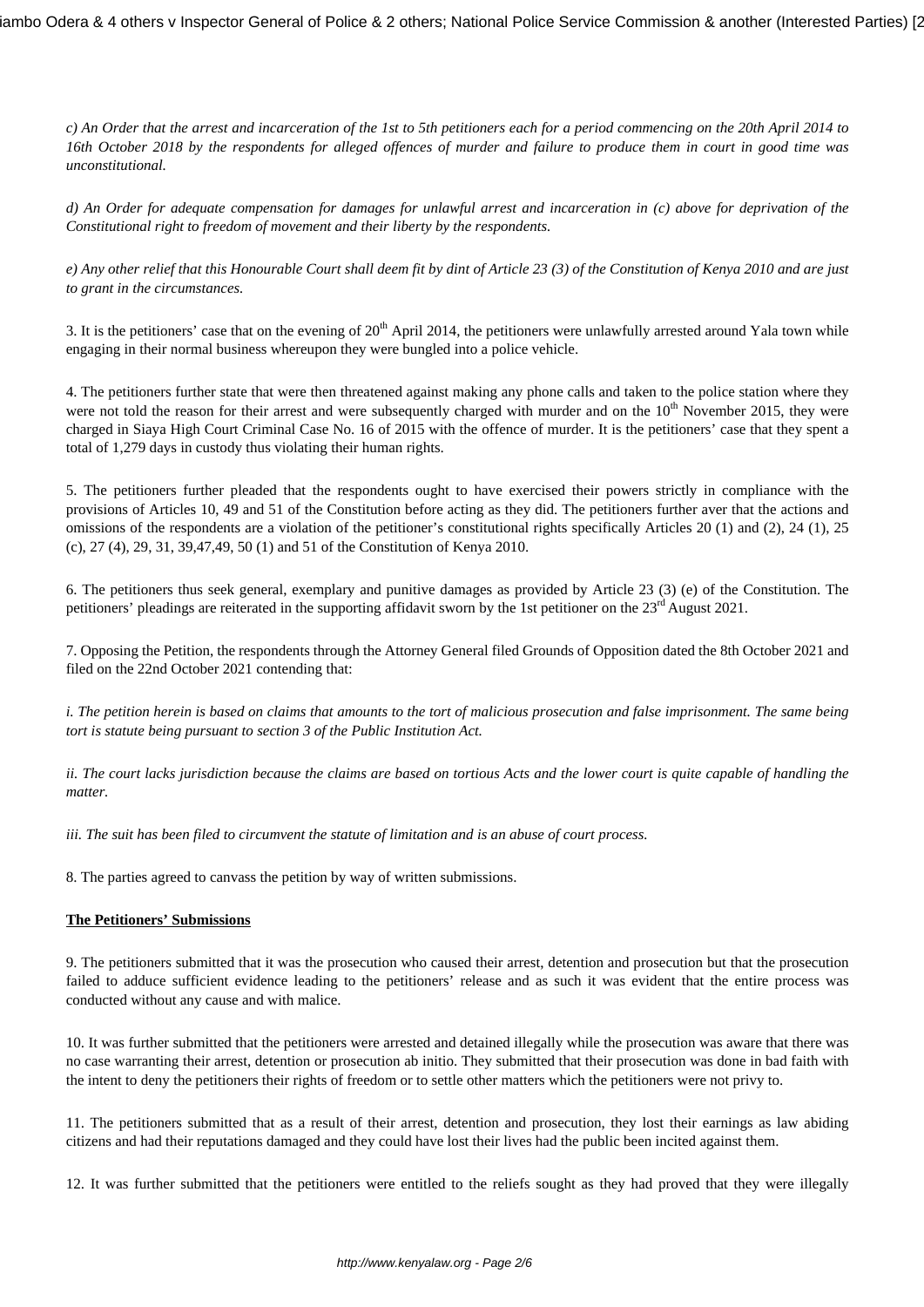*c) An Order that the arrest and incarceration of the 1st to 5th petitioners each for a period commencing on the 20th April 2014 to 16th October 2018 by the respondents for alleged offences of murder and failure to produce them in court in good time was unconstitutional.*

*d) An Order for adequate compensation for damages for unlawful arrest and incarceration in (c) above for deprivation of the Constitutional right to freedom of movement and their liberty by the respondents.*

*e) Any other relief that this Honourable Court shall deem fit by dint of Article 23 (3) of the Constitution of Kenya 2010 and are just to grant in the circumstances.*

3. It is the petitioners' case that on the evening of 20th April 2014, the petitioners were unlawfully arrested around Yala town while engaging in their normal business whereupon they were bungled into a police vehicle.

4. The petitioners further state that were then threatened against making any phone calls and taken to the police station where they were not told the reason for their arrest and were subsequently charged with murder and on the 10th November 2015, they were charged in Siaya High Court Criminal Case No. 16 of 2015 with the offence of murder. It is the petitioners' case that they spent a total of 1,279 days in custody thus violating their human rights.

5. The petitioners further pleaded that the respondents ought to have exercised their powers strictly in compliance with the provisions of Articles 10, 49 and 51 of the Constitution before acting as they did. The petitioners further aver that the actions and omissions of the respondents are a violation of the petitioner's constitutional rights specifically Articles 20 (1) and (2), 24 (1), 25 (c), 27 (4), 29, 31, 39,47,49, 50 (1) and 51 of the Constitution of Kenya 2010.

6. The petitioners thus seek general, exemplary and punitive damages as provided by Article 23 (3) (e) of the Constitution. The petitioners' pleadings are reiterated in the supporting affidavit sworn by the 1st petitioner on the 23rd August 2021.

7. Opposing the Petition, the respondents through the Attorney General filed Grounds of Opposition dated the 8th October 2021 and filed on the 22nd October 2021 contending that:

*i. The petition herein is based on claims that amounts to the tort of malicious prosecution and false imprisonment. The same being tort is statute being pursuant to section 3 of the Public Institution Act.*

*ii. The court lacks jurisdiction because the claims are based on tortious Acts and the lower court is quite capable of handling the matter.*

*iii. The suit has been filed to circumvent the statute of limitation and is an abuse of court process.*

8. The parties agreed to canvass the petition by way of written submissions.

**The Petitioners' Submissions**

9. The petitioners submitted that it was the prosecution who caused their arrest, detention and prosecution but that the prosecution failed to adduce sufficient evidence leading to the petitioners' release and as such it was evident that the entire process was conducted without any cause and with malice.

10. It was further submitted that the petitioners were arrested and detained illegally while the prosecution was aware that there was no case warranting their arrest, detention or prosecution ab initio. They submitted that their prosecution was done in bad faith with the intent to deny the petitioners their rights of freedom or to settle other matters which the petitioners were not privy to.

11. The petitioners submitted that as a result of their arrest, detention and prosecution, they lost their earnings as law abiding citizens and had their reputations damaged and they could have lost their lives had the public been incited against them.

12. It was further submitted that the petitioners were entitled to the reliefs sought as they had proved that they were illegally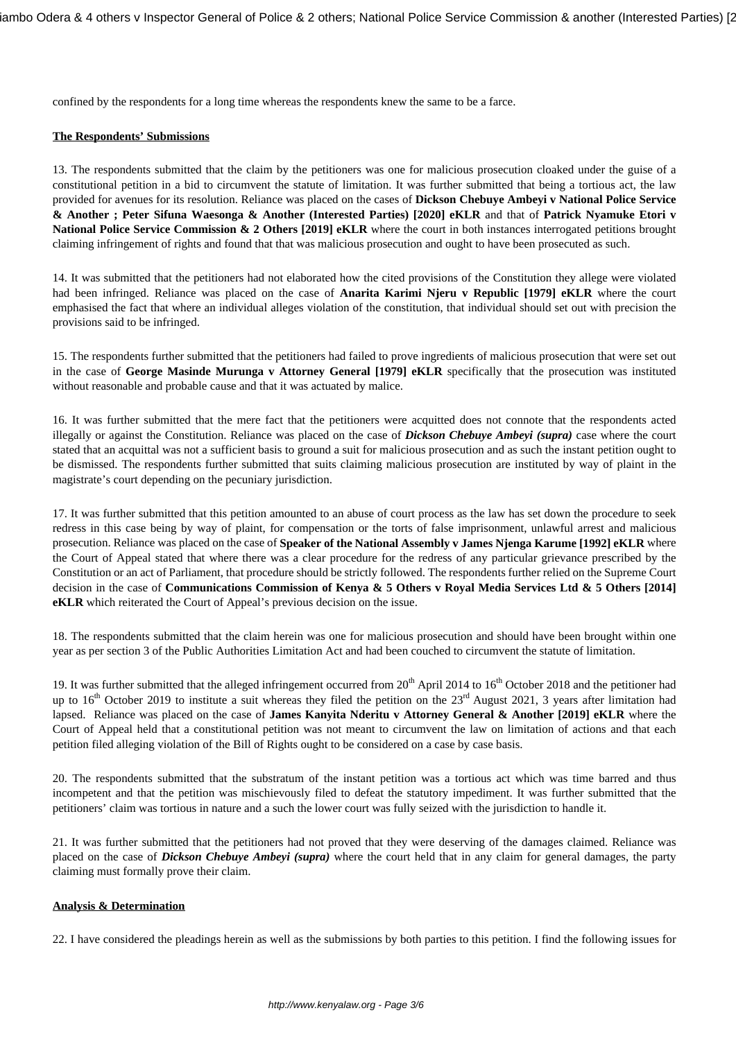confined by the respondents for a long time whereas the respondents knew the same to be a farce.

**The Respondents' Submissions**

13. The respondents submitted that the claim by the petitioners was one for malicious prosecution cloaked under the guise of a constitutional petition in a bid to circumvent the statute of limitation. It was further submitted that being a tortious act, the law provided for avenues for its resolution. Reliance was placed on the cases of **Dickson Chebuye Ambeyi v National Police Service & Another ; Peter Sifuna Waesonga & Another (Interested Parties) [2020] eKLR** and that of **Patrick Nyamuke Etori v National Police Service Commission & 2 Others [2019] eKLR** where the court in both instances interrogated petitions brought claiming infringement of rights and found that that was malicious prosecution and ought to have been prosecuted as such.

14. It was submitted that the petitioners had not elaborated how the cited provisions of the Constitution they allege were violated had been infringed. Reliance was placed on the case of **Anarita Karimi Njeru v Republic [1979] eKLR** where the court emphasised the fact that where an individual alleges violation of the constitution, that individual should set out with precision the provisions said to be infringed.

15. The respondents further submitted that the petitioners had failed to prove ingredients of malicious prosecution that were set out in the case of **George Masinde Murunga v Attorney General [1979] eKLR** specifically that the prosecution was instituted without reasonable and probable cause and that it was actuated by malice.

16. It was further submitted that the mere fact that the petitioners were acquitted does not connote that the respondents acted illegally or against the Constitution. Reliance was placed on the case of ***Dickson Chebuye Ambeyi (supra)*** case where the court stated that an acquittal was not a sufficient basis to ground a suit for malicious prosecution and as such the instant petition ought to be dismissed. The respondents further submitted that suits claiming malicious prosecution are instituted by way of plaint in the magistrate's court depending on the pecuniary jurisdiction.

17. It was further submitted that this petition amounted to an abuse of court process as the law has set down the procedure to seek redress in this case being by way of plaint, for compensation or the torts of false imprisonment, unlawful arrest and malicious prosecution. Reliance was placed on the case of **Speaker of the National Assembly v James Njenga Karume [1992] eKLR** where the Court of Appeal stated that where there was a clear procedure for the redress of any particular grievance prescribed by the Constitution or an act of Parliament, that procedure should be strictly followed. The respondents further relied on the Supreme Court decision in the case of **Communications Commission of Kenya & 5 Others v Royal Media Services Ltd & 5 Others [2014] eKLR** which reiterated the Court of Appeal's previous decision on the issue.

18. The respondents submitted that the claim herein was one for malicious prosecution and should have been brought within one year as per section 3 of the Public Authorities Limitation Act and had been couched to circumvent the statute of limitation.

19. It was further submitted that the alleged infringement occurred from 20th April 2014 to 16th October 2018 and the petitioner had up to 16th October 2019 to institute a suit whereas they filed the petition on the 23rd August 2021, 3 years after limitation had lapsed. Reliance was placed on the case of **James Kanyita Nderitu v Attorney General & Another [2019] eKLR** where the Court of Appeal held that a constitutional petition was not meant to circumvent the law on limitation of actions and that each petition filed alleging violation of the Bill of Rights ought to be considered on a case by case basis.

20. The respondents submitted that the substratum of the instant petition was a tortious act which was time barred and thus incompetent and that the petition was mischievously filed to defeat the statutory impediment. It was further submitted that the petitioners' claim was tortious in nature and a such the lower court was fully seized with the jurisdiction to handle it.

21. It was further submitted that the petitioners had not proved that they were deserving of the damages claimed. Reliance was placed on the case of ***Dickson Chebuye Ambeyi (supra)*** where the court held that in any claim for general damages, the party claiming must formally prove their claim.

**Analysis & Determination**

22. I have considered the pleadings herein as well as the submissions by both parties to this petition. I find the following issues for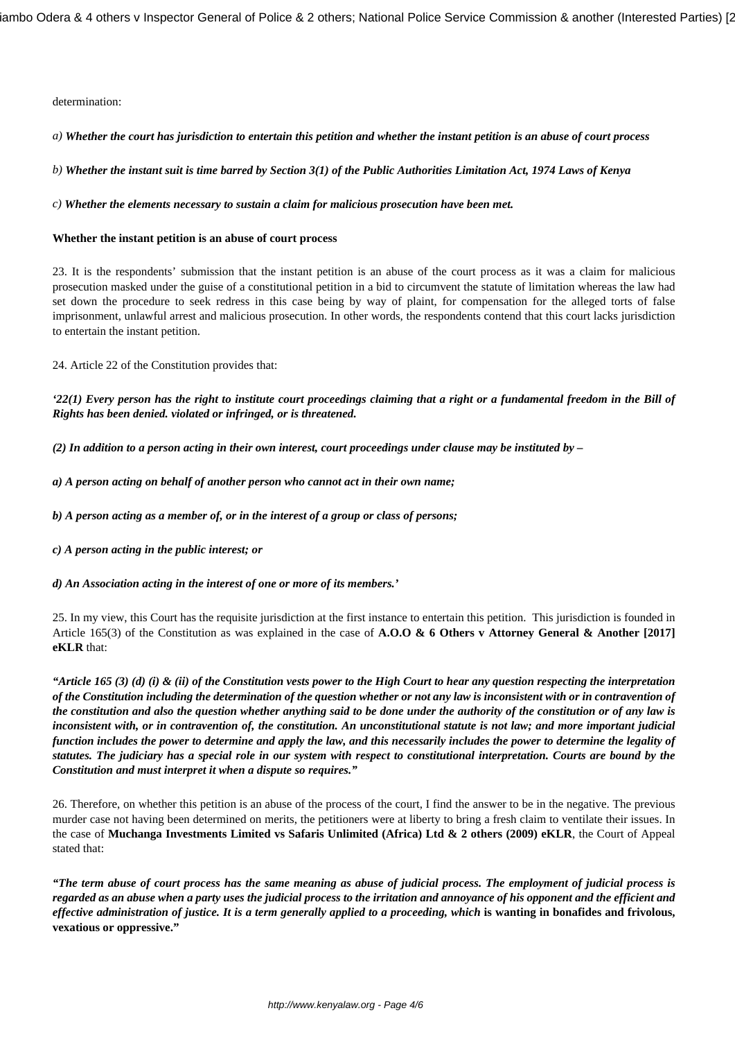determination:

*a)* ***Whether the court has jurisdiction to entertain this petition and whether the instant petition is an abuse of court process***

*b)* ***Whether the instant suit is time barred by Section 3(1) of the Public Authorities Limitation Act, 1974 Laws of Kenya***

*c)* ***Whether the elements necessary to sustain a claim for malicious prosecution have been met.***

**Whether the instant petition is an abuse of court process**

23. It is the respondents' submission that the instant petition is an abuse of the court process as it was a claim for malicious prosecution masked under the guise of a constitutional petition in a bid to circumvent the statute of limitation whereas the law had set down the procedure to seek redress in this case being by way of plaint, for compensation for the alleged torts of false imprisonment, unlawful arrest and malicious prosecution. In other words, the respondents contend that this court lacks jurisdiction to entertain the instant petition.

24. Article 22 of the Constitution provides that:

***'22(1) Every person has the right to institute court proceedings claiming that a right or a fundamental freedom in the Bill of Rights has been denied. violated or infringed, or is threatened.***

***(2) In addition to a person acting in their own interest, court proceedings under clause may be instituted by –***

***a) A person acting on behalf of another person who cannot act in their own name;***

***b) A person acting as a member of, or in the interest of a group or class of persons;***

***c) A person acting in the public interest; or***

***d) An Association acting in the interest of one or more of its members.'***

25. In my view, this Court has the requisite jurisdiction at the first instance to entertain this petition. This jurisdiction is founded in Article 165(3) of the Constitution as was explained in the case of **A.O.O & 6 Others v Attorney General & Another [2017] eKLR** that:

***"Article 165 (3) (d) (i) & (ii) of the Constitution vests power to the High Court to hear any question respecting the interpretation of the Constitution including the determination of the question whether or not any law is inconsistent with or in contravention of the constitution and also the question whether anything said to be done under the authority of the constitution or of any law is inconsistent with, or in contravention of, the constitution. An unconstitutional statute is not law; and more important judicial function includes the power to determine and apply the law, and this necessarily includes the power to determine the legality of statutes. The judiciary has a special role in our system with respect to constitutional interpretation. Courts are bound by the Constitution and must interpret it when a dispute so requires."***

26. Therefore, on whether this petition is an abuse of the process of the court, I find the answer to be in the negative. The previous murder case not having been determined on merits, the petitioners were at liberty to bring a fresh claim to ventilate their issues. In the case of **Muchanga Investments Limited vs Safaris Unlimited (Africa) Ltd & 2 others (2009) eKLR**, the Court of Appeal stated that:

***"The term abuse of court process has the same meaning as abuse of judicial process. The employment of judicial process is regarded as an abuse when a party uses the judicial process to the irritation and annoyance of his opponent and the efficient and effective administration of justice. It is a term generally applied to a proceeding, which* is wanting in bonafides and frivolous, vexatious or oppressive."**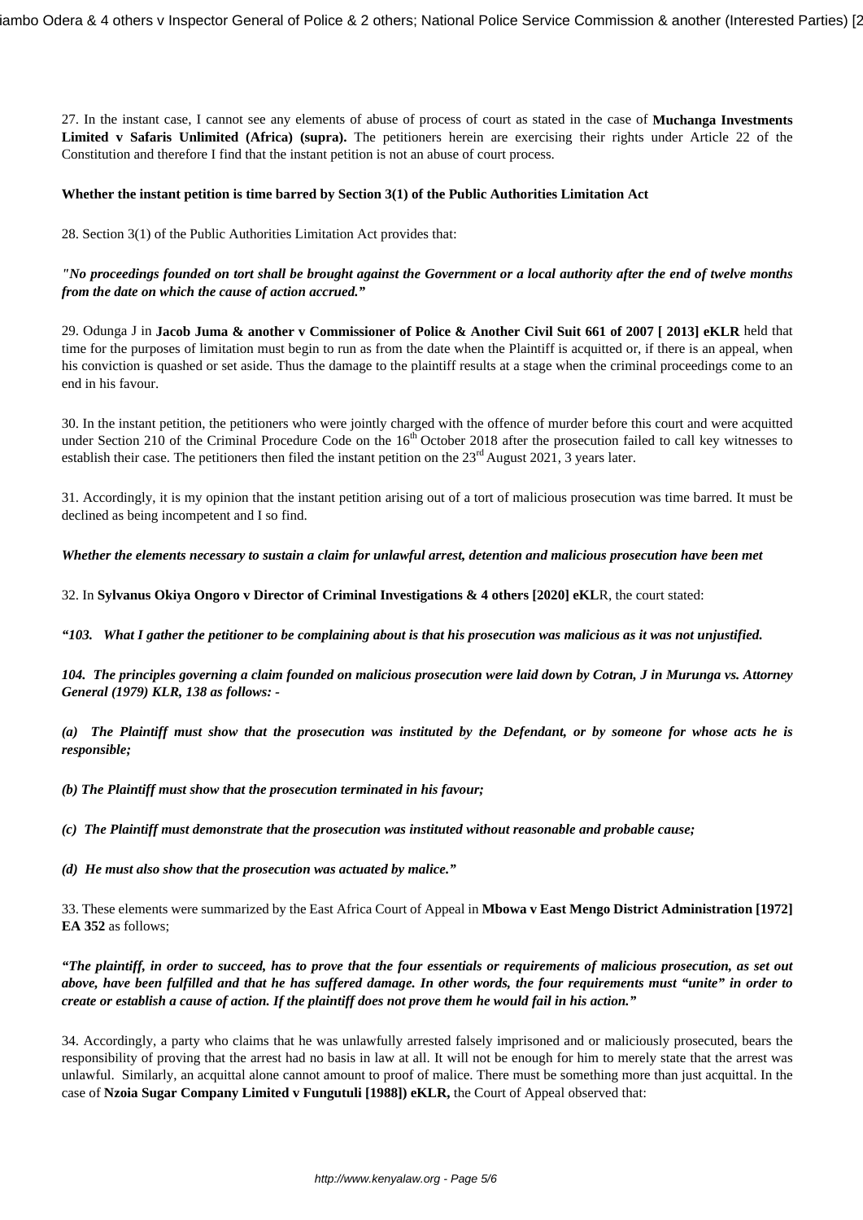27. In the instant case, I cannot see any elements of abuse of process of court as stated in the case of **Muchanga Investments Limited v Safaris Unlimited (Africa) (supra).** The petitioners herein are exercising their rights under Article 22 of the Constitution and therefore I find that the instant petition is not an abuse of court process.

**Whether the instant petition is time barred by Section 3(1) of the Public Authorities Limitation Act**

28. Section 3(1) of the Public Authorities Limitation Act provides that:

***"No proceedings founded on tort shall be brought against the Government or a local authority after the end of twelve months from the date on which the cause of action accrued."***

29. Odunga J in **Jacob Juma & another v Commissioner of Police & Another Civil Suit 661 of 2007 [ 2013] eKLR** held that time for the purposes of limitation must begin to run as from the date when the Plaintiff is acquitted or, if there is an appeal, when his conviction is quashed or set aside. Thus the damage to the plaintiff results at a stage when the criminal proceedings come to an end in his favour.

30. In the instant petition, the petitioners who were jointly charged with the offence of murder before this court and were acquitted under Section 210 of the Criminal Procedure Code on the 16th October 2018 after the prosecution failed to call key witnesses to establish their case. The petitioners then filed the instant petition on the 23rd August 2021, 3 years later.

31. Accordingly, it is my opinion that the instant petition arising out of a tort of malicious prosecution was time barred. It must be declined as being incompetent and I so find.

***Whether the elements necessary to sustain a claim for unlawful arrest, detention and malicious prosecution have been met***

32. In **Sylvanus Okiya Ongoro v Director of Criminal Investigations & 4 others [2020] eKL**R, the court stated:

***"103. What I gather the petitioner to be complaining about is that his prosecution was malicious as it was not unjustified.***

***104. The principles governing a claim founded on malicious prosecution were laid down by Cotran, J in Murunga vs. Attorney General (1979) KLR, 138 as follows: -***

***(a) The Plaintiff must show that the prosecution was instituted by the Defendant, or by someone for whose acts he is responsible;***

***(b) The Plaintiff must show that the prosecution terminated in his favour;***

***(c) The Plaintiff must demonstrate that the prosecution was instituted without reasonable and probable cause;***

***(d) He must also show that the prosecution was actuated by malice."***

33. These elements were summarized by the East Africa Court of Appeal in **Mbowa v East Mengo District Administration [1972] EA 352** as follows;

***"The plaintiff, in order to succeed, has to prove that the four essentials or requirements of malicious prosecution, as set out above, have been fulfilled and that he has suffered damage. In other words, the four requirements must "unite" in order to create or establish a cause of action. If the plaintiff does not prove them he would fail in his action."***

34. Accordingly, a party who claims that he was unlawfully arrested falsely imprisoned and or maliciously prosecuted, bears the responsibility of proving that the arrest had no basis in law at all. It will not be enough for him to merely state that the arrest was unlawful. Similarly, an acquittal alone cannot amount to proof of malice. There must be something more than just acquittal. In the case of **Nzoia Sugar Company Limited v Fungutuli [1988]) eKLR,** the Court of Appeal observed that: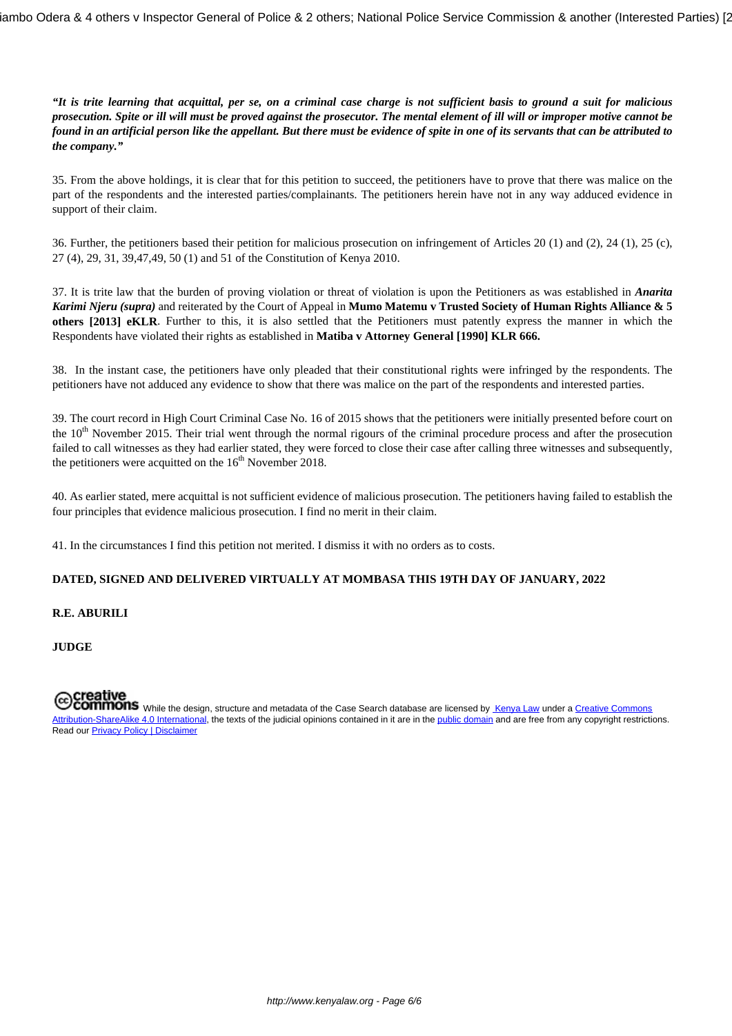***"It is trite learning that acquittal, per se, on a criminal case charge is not sufficient basis to ground a suit for malicious prosecution. Spite or ill will must be proved against the prosecutor. The mental element of ill will or improper motive cannot be found in an artificial person like the appellant. But there must be evidence of spite in one of its servants that can be attributed to the company."***

35. From the above holdings, it is clear that for this petition to succeed, the petitioners have to prove that there was malice on the part of the respondents and the interested parties/complainants. The petitioners herein have not in any way adduced evidence in support of their claim.

36. Further, the petitioners based their petition for malicious prosecution on infringement of Articles 20 (1) and (2), 24 (1), 25 (c), 27 (4), 29, 31, 39,47,49, 50 (1) and 51 of the Constitution of Kenya 2010.

37. It is trite law that the burden of proving violation or threat of violation is upon the Petitioners as was established in ***Anarita Karimi Njeru (supra)*** and reiterated by the Court of Appeal in **Mumo Matemu v Trusted Society of Human Rights Alliance & 5 others [2013] eKLR**. Further to this, it is also settled that the Petitioners must patently express the manner in which the Respondents have violated their rights as established in **Matiba v Attorney General [1990] KLR 666.**

38. In the instant case, the petitioners have only pleaded that their constitutional rights were infringed by the respondents. The petitioners have not adduced any evidence to show that there was malice on the part of the respondents and interested parties.

39. The court record in High Court Criminal Case No. 16 of 2015 shows that the petitioners were initially presented before court on the 10th November 2015. Their trial went through the normal rigours of the criminal procedure process and after the prosecution failed to call witnesses as they had earlier stated, they were forced to close their case after calling three witnesses and subsequently, the petitioners were acquitted on the 16th November 2018.

40. As earlier stated, mere acquittal is not sufficient evidence of malicious prosecution. The petitioners having failed to establish the four principles that evidence malicious prosecution. I find no merit in their claim.

41. In the circumstances I find this petition not merited. I dismiss it with no orders as to costs.

**DATED, SIGNED AND DELIVERED VIRTUALLY AT MOMBASA THIS 19TH DAY OF JANUARY, 2022**

**R.E. ABURILI**

**JUDGE**

While the design, structure and metadata of the Case Search database are licensed by Kenya Law under a Creative Commons Attribution-ShareAlike 4.0 International, the texts of the judicial opinions contained in it are in the public domain and are free from any copyright restrictions. Read our Privacy Policy | Disclaimer